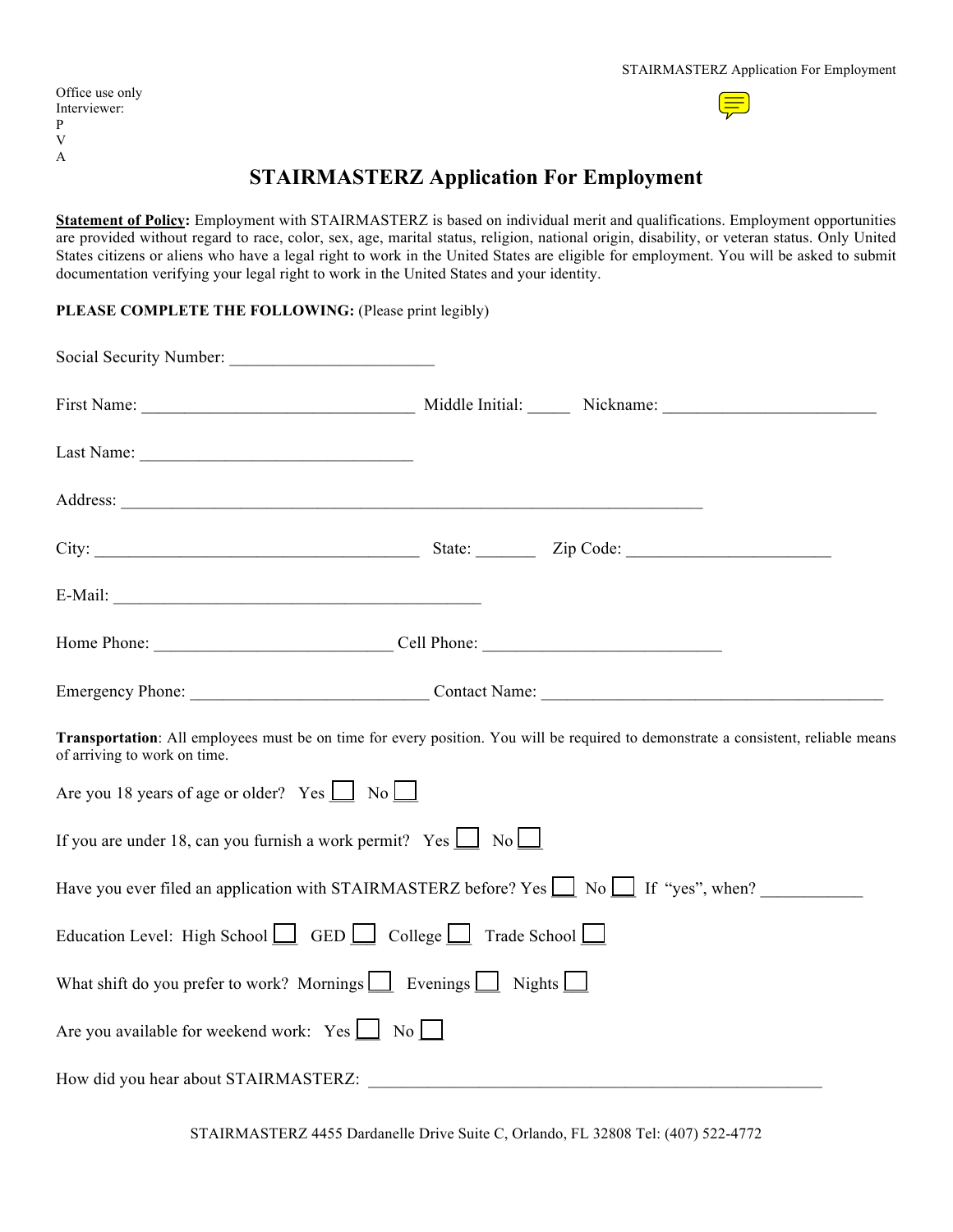Office use only
Interviewer:
P
V
A

# STAIRMASTERZ Application For Employment

**Statement of Policy:** Employment with STAIRMASTERZ is based on individual merit and qualifications. Employment opportunities are provided without regard to race, color, sex, age, marital status, religion, national origin, disability, or veteran status. Only United States citizens or aliens who have a legal right to work in the United States are eligible for employment. You will be asked to submit documentation verifying your legal right to work in the United States and your identity.

**PLEASE COMPLETE THE FOLLOWING:** (Please print legibly)

Social Security Number: ________________________

First Name: ________________________________ Middle Initial: _____ Nickname: _________________________

Last Name: ________________________________

Address: ____________________________________________________________________

City: ______________________________________ State: _______ Zip Code: ________________________

E-Mail: ___________________________________________

Home Phone: ____________________________ Cell Phone: ____________________________

Emergency Phone: ____________________________ Contact Name: ________________________________________

**Transportation**: All employees must be on time for every position. You will be required to demonstrate a consistent, reliable means of arriving to work on time.

Are you 18 years of age or older? Yes ☐ No ☐

If you are under 18, can you furnish a work permit? Yes ☐ No ☐

Have you ever filed an application with STAIRMASTERZ before? Yes ☐ No ☐ If "yes", when? ___________

Education Level: High School ☐ GED ☐ College ☐ Trade School ☐

What shift do you prefer to work? Mornings ☐ Evenings ☐ Nights ☐

Are you available for weekend work: Yes ☐ No ☐

How did you hear about STAIRMASTERZ: ____________________________________________________

STAIRMASTERZ 4455 Dardanelle Drive Suite C, Orlando, FL 32808 Tel: (407) 522-4772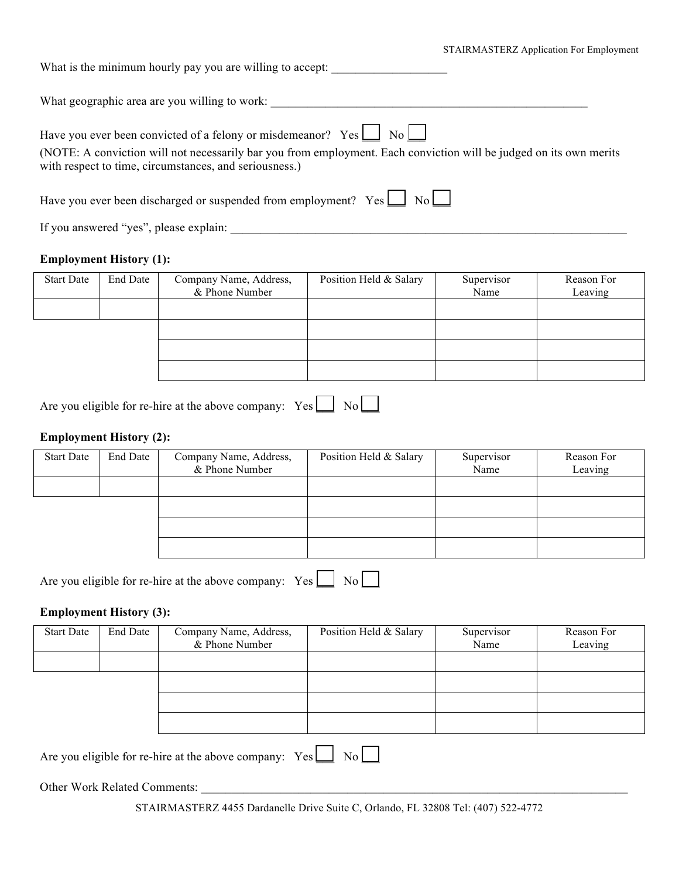What is the minimum hourly pay you are willing to accept: ___________________

What geographic area are you willing to work: ______________________________________________________

Have you ever been convicted of a felony or misdemeanor? Yes ☐ No ☐

(NOTE: A conviction will not necessarily bar you from employment. Each conviction will be judged on its own merits with respect to time, circumstances, and seriousness.)

Have you ever been discharged or suspended from employment? Yes ☐ No ☐

If you answered "yes", please explain: ____________________________________________________________________

**Employment History (1):**

| Start Date | End Date | Company Name, Address, & Phone Number | Position Held & Salary | Supervisor Name | Reason For Leaving |
|---|---|---|---|---|---|
| | | | | | |
| | | | | | |
| | | | | | |
| | | | | | |

Are you eligible for re-hire at the above company: Yes ☐ No ☐

**Employment History (2):**

| Start Date | End Date | Company Name, Address, & Phone Number | Position Held & Salary | Supervisor Name | Reason For Leaving |
|---|---|---|---|---|---|
| | | | | | |
| | | | | | |
| | | | | | |
| | | | | | |

Are you eligible for re-hire at the above company: Yes ☐ No ☐

**Employment History (3):**

| Start Date | End Date | Company Name, Address, & Phone Number | Position Held & Salary | Supervisor Name | Reason For Leaving |
|---|---|---|---|---|---|
| | | | | | |
| | | | | | |
| | | | | | |
| | | | | | |

Are you eligible for re-hire at the above company: Yes ☐ No ☐

Other Work Related Comments: ___________________________________________________________________________

STAIRMASTERZ 4455 Dardanelle Drive Suite C, Orlando, FL 32808 Tel: (407) 522-4772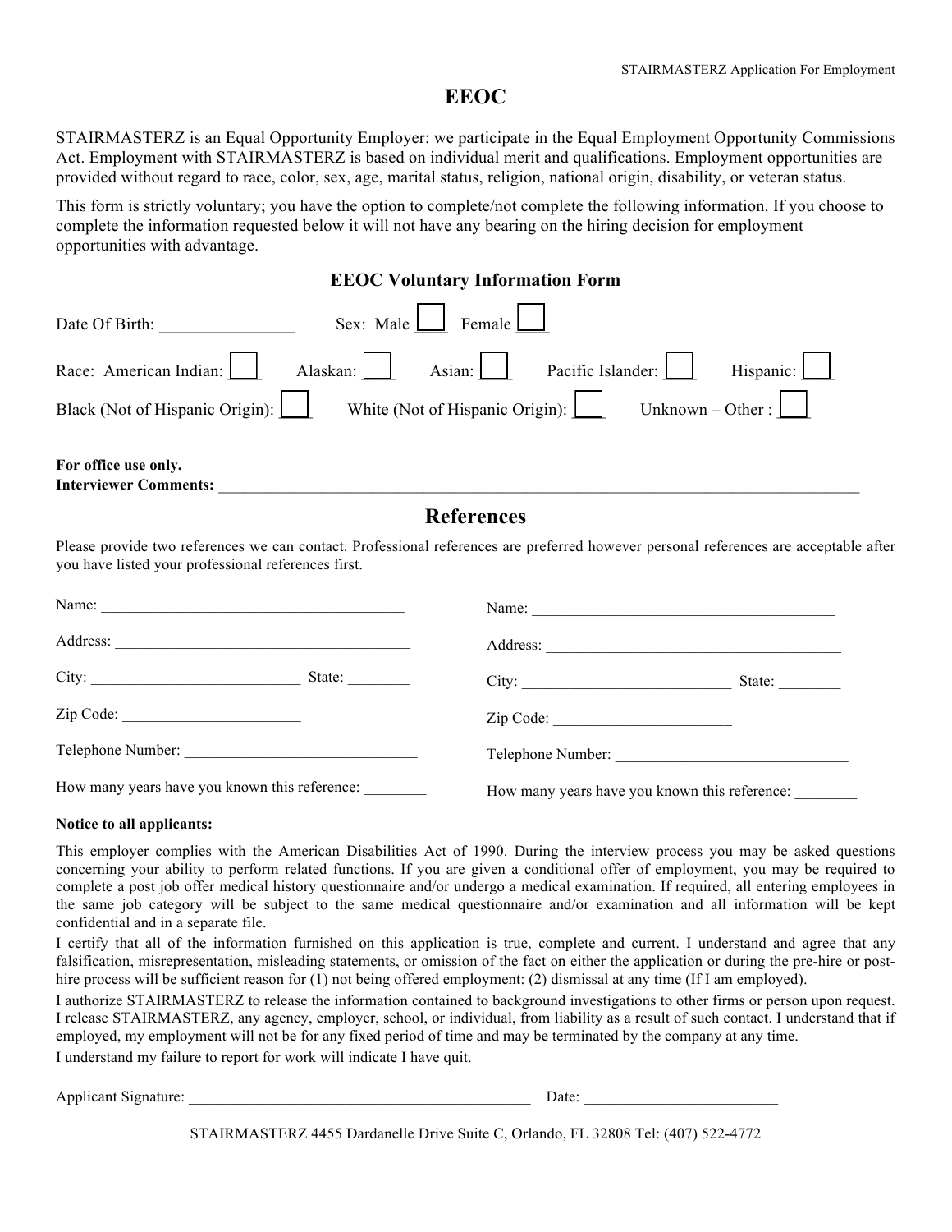# EEOC

STAIRMASTERZ is an Equal Opportunity Employer: we participate in the Equal Employment Opportunity Commissions Act. Employment with STAIRMASTERZ is based on individual merit and qualifications. Employment opportunities are provided without regard to race, color, sex, age, marital status, religion, national origin, disability, or veteran status.

This form is strictly voluntary; you have the option to complete/not complete the following information. If you choose to complete the information requested below it will not have any bearing on the hiring decision for employment opportunities with advantage.

### EEOC Voluntary Information Form

Date Of Birth: ________________ Sex: Male ☐ Female ☐

Race: American Indian: ☐ Alaskan: ☐ Asian: ☐ Pacific Islander: ☐ Hispanic: ☐

Black (Not of Hispanic Origin): ☐ White (Not of Hispanic Origin): ☐ Unknown – Other : ☐

**For office use only.**
**Interviewer Comments:** ________________________________________________________________

## References

Please provide two references we can contact. Professional references are preferred however personal references are acceptable after you have listed your professional references first.

Name: ________________________________________

Address: ________________________________________

City: ___________________________ State: ________

Zip Code: _______________________

Telephone Number: ______________________________

How many years have you known this reference: ________

Name: ________________________________________

Address: ________________________________________

City: ___________________________ State: ________

Zip Code: _______________________

Telephone Number: ______________________________

How many years have you known this reference: ________

**Notice to all applicants:**

This employer complies with the American Disabilities Act of 1990. During the interview process you may be asked questions concerning your ability to perform related functions. If you are given a conditional offer of employment, you may be required to complete a post job offer medical history questionnaire and/or undergo a medical examination. If required, all entering employees in the same job category will be subject to the same medical questionnaire and/or examination and all information will be kept confidential and in a separate file.

I certify that all of the information furnished on this application is true, complete and current. I understand and agree that any falsification, misrepresentation, misleading statements, or omission of the fact on either the application or during the pre-hire or post-hire process will be sufficient reason for (1) not being offered employment: (2) dismissal at any time (If I am employed).

I authorize STAIRMASTERZ to release the information contained to background investigations to other firms or person upon request. I release STAIRMASTERZ, any agency, employer, school, or individual, from liability as a result of such contact. I understand that if employed, my employment will not be for any fixed period of time and may be terminated by the company at any time.

I understand my failure to report for work will indicate I have quit.

Applicant Signature: _____________________________________________ Date: _________________________

STAIRMASTERZ 4455 Dardanelle Drive Suite C, Orlando, FL 32808 Tel: (407) 522-4772